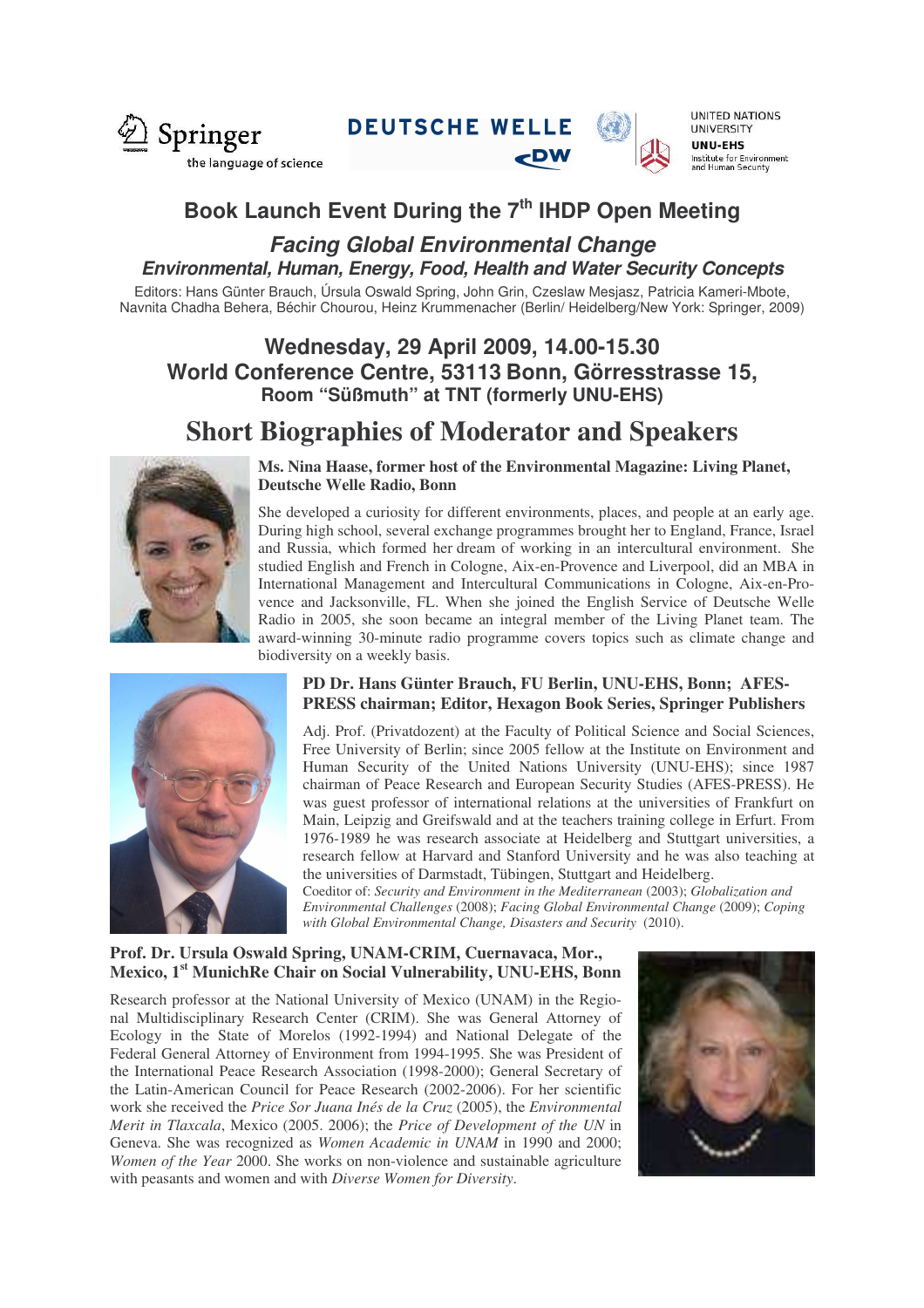Springer the language of science

DEUTSCHE WELLE DW

UNITED NATIONS UNIVERSITY UNU-EHS Institute for Environment and Human Security

# Book Launch Event During the 7th IHDP Open Meeting

## *Facing Global Environmental Change*

### *Environmental, Human, Energy, Food, Health and Water Security Concepts*

Editors: Hans Günter Brauch, Úrsula Oswald Spring, John Grin, Czeslaw Mesjasz, Patricia Kameri-Mbote, Navnita Chadha Behera, Béchir Chourou, Heinz Krummenacher (Berlin/ Heidelberg/New York: Springer, 2009)

## Wednesday, 29 April 2009, 14.00-15.30
## World Conference Centre, 53113 Bonn, Görresstrasse 15,
### Room "Süßmuth" at TNT (formerly UNU-EHS)

# Short Biographies of Moderator and Speakers

**Ms. Nina Haase, former host of the Environmental Magazine: Living Planet, Deutsche Welle Radio, Bonn**

She developed a curiosity for different environments, places, and people at an early age. During high school, several exchange programmes brought her to England, France, Israel and Russia, which formed her dream of working in an intercultural environment. She studied English and French in Cologne, Aix-en-Provence and Liverpool, did an MBA in International Management and Intercultural Communications in Cologne, Aix-en-Provence and Jacksonville, FL. When she joined the English Service of Deutsche Welle Radio in 2005, she soon became an integral member of the Living Planet team. The award-winning 30-minute radio programme covers topics such as climate change and biodiversity on a weekly basis.

**PD Dr. Hans Günter Brauch, FU Berlin, UNU-EHS, Bonn; AFES-PRESS chairman; Editor, Hexagon Book Series, Springer Publishers**

Adj. Prof. (Privatdozent) at the Faculty of Political Science and Social Sciences, Free University of Berlin; since 2005 fellow at the Institute on Environment and Human Security of the United Nations University (UNU-EHS); since 1987 chairman of Peace Research and European Security Studies (AFES-PRESS). He was guest professor of international relations at the universities of Frankfurt on Main, Leipzig and Greifswald and at the teachers training college in Erfurt. From 1976-1989 he was research associate at Heidelberg and Stuttgart universities, a research fellow at Harvard and Stanford University and he was also teaching at the universities of Darmstadt, Tübingen, Stuttgart and Heidelberg.

Coeditor of: *Security and Environment in the Mediterranean* (2003); *Globalization and Environmental Challenges* (2008); *Facing Global Environmental Change* (2009); *Coping with Global Environmental Change, Disasters and Security* (2010).

**Prof. Dr. Ursula Oswald Spring, UNAM-CRIM, Cuernavaca, Mor., Mexico, 1st MunichRe Chair on Social Vulnerability, UNU-EHS, Bonn**

Research professor at the National University of Mexico (UNAM) in the Regional Multidisciplinary Research Center (CRIM). She was General Attorney of Ecology in the State of Morelos (1992-1994) and National Delegate of the Federal General Attorney of Environment from 1994-1995. She was President of the International Peace Research Association (1998-2000); General Secretary of the Latin-American Council for Peace Research (2002-2006). For her scientific work she received the *Price Sor Juana Inés de la Cruz* (2005), the *Environmental Merit in Tlaxcala*, Mexico (2005. 2006); the *Price of Development of the UN* in Geneva. She was recognized as *Women Academic in UNAM* in 1990 and 2000; *Women of the Year* 2000. She works on non-violence and sustainable agriculture with peasants and women and with *Diverse Women for Diversity*.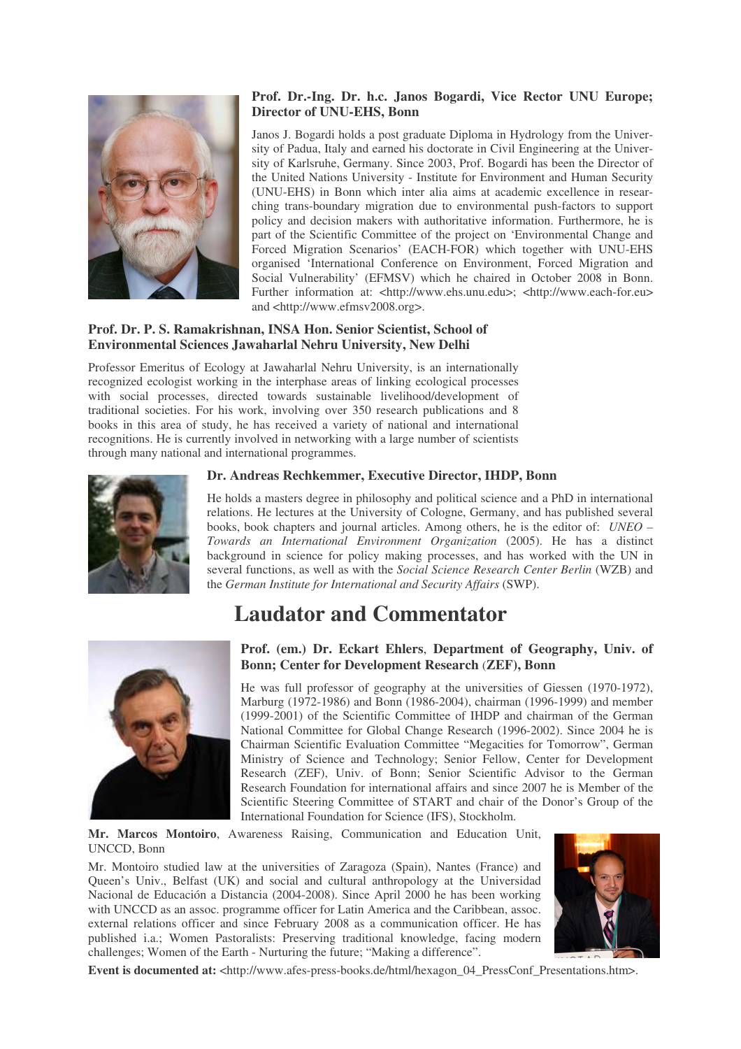**Prof. Dr.-Ing. Dr. h.c. Janos Bogardi, Vice Rector UNU Europe; Director of UNU-EHS, Bonn**

Janos J. Bogardi holds a post graduate Diploma in Hydrology from the University of Padua, Italy and earned his doctorate in Civil Engineering at the University of Karlsruhe, Germany. Since 2003, Prof. Bogardi has been the Director of the United Nations University - Institute for Environment and Human Security (UNU-EHS) in Bonn which inter alia aims at academic excellence in researching trans-boundary migration due to environmental push-factors to support policy and decision makers with authoritative information. Furthermore, he is part of the Scientific Committee of the project on 'Environmental Change and Forced Migration Scenarios' (EACH-FOR) which together with UNU-EHS organised 'International Conference on Environment, Forced Migration and Social Vulnerability' (EFMSV) which he chaired in October 2008 in Bonn. Further information at: <http://www.ehs.unu.edu>; <http://www.each-for.eu> and <http://www.efmsv2008.org>.

**Prof. Dr. P. S. Ramakrishnan, INSA Hon. Senior Scientist, School of Environmental Sciences Jawaharlal Nehru University, New Delhi**

Professor Emeritus of Ecology at Jawaharlal Nehru University, is an internationally recognized ecologist working in the interphase areas of linking ecological processes with social processes, directed towards sustainable livelihood/development of traditional societies. For his work, involving over 350 research publications and 8 books in this area of study, he has received a variety of national and international recognitions. He is currently involved in networking with a large number of scientists through many national and international programmes.

**Dr. Andreas Rechkemmer, Executive Director, IHDP, Bonn**

He holds a masters degree in philosophy and political science and a PhD in international relations. He lectures at the University of Cologne, Germany, and has published several books, book chapters and journal articles. Among others, he is the editor of: *UNEO – Towards an International Environment Organization* (2005). He has a distinct background in science for policy making processes, and has worked with the UN in several functions, as well as with the *Social Science Research Center Berlin* (WZB) and the *German Institute for International and Security Affairs* (SWP).

# Laudator and Commentator

**Prof. (em.) Dr. Eckart Ehlers, Department of Geography, Univ. of Bonn; Center for Development Research (ZEF), Bonn**

He was full professor of geography at the universities of Giessen (1970-1972), Marburg (1972-1986) and Bonn (1986-2004), chairman (1996-1999) and member (1999-2001) of the Scientific Committee of IHDP and chairman of the German National Committee for Global Change Research (1996-2002). Since 2004 he is Chairman Scientific Evaluation Committee "Megacities for Tomorrow", German Ministry of Science and Technology; Senior Fellow, Center for Development Research (ZEF), Univ. of Bonn; Senior Scientific Advisor to the German Research Foundation for international affairs and since 2007 he is Member of the Scientific Steering Committee of START and chair of the Donor's Group of the International Foundation for Science (IFS), Stockholm.

**Mr. Marcos Montoiro**, Awareness Raising, Communication and Education Unit, UNCCD, Bonn

Mr. Montoiro studied law at the universities of Zaragoza (Spain), Nantes (France) and Queen's Univ., Belfast (UK) and social and cultural anthropology at the Universidad Nacional de Educación a Distancia (2004-2008). Since April 2000 he has been working with UNCCD as an assoc. programme officer for Latin America and the Caribbean, assoc. external relations officer and since February 2008 as a communication officer. He has published i.a.; Women Pastoralists: Preserving traditional knowledge, facing modern challenges; Women of the Earth - Nurturing the future; "Making a difference".

**Event is documented at:** <http://www.afes-press-books.de/html/hexagon_04_PressConf_Presentations.htm>.